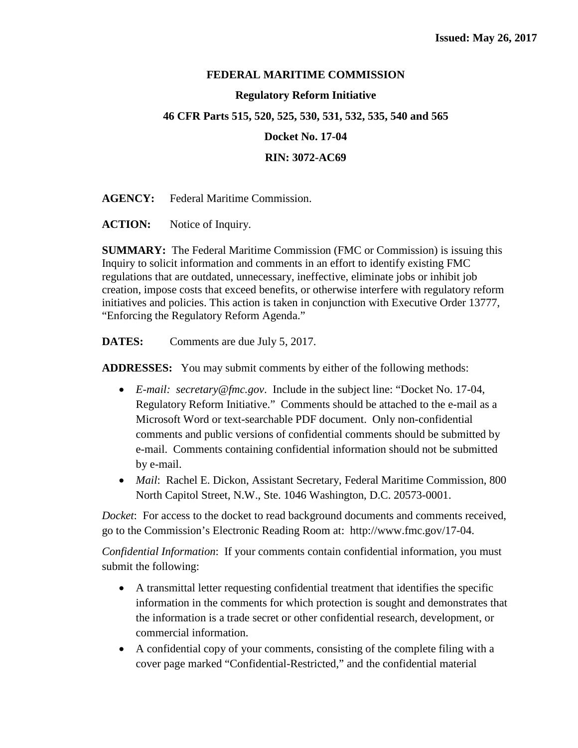**Issued: May 26, 2017**

**FEDERAL MARITIME COMMISSION**

**Regulatory Reform Initiative**

**46 CFR Parts 515, 520, 525, 530, 531, 532, 535, 540 and 565**

**Docket No. 17-04**

**RIN: 3072-AC69**

**AGENCY:** Federal Maritime Commission.

**ACTION:** Notice of Inquiry.

**SUMMARY:** The Federal Maritime Commission (FMC or Commission) is issuing this Inquiry to solicit information and comments in an effort to identify existing FMC regulations that are outdated, unnecessary, ineffective, eliminate jobs or inhibit job creation, impose costs that exceed benefits, or otherwise interfere with regulatory reform initiatives and policies. This action is taken in conjunction with Executive Order 13777, "Enforcing the Regulatory Reform Agenda."

**DATES:** Comments are due July 5, 2017.

**ADDRESSES:** You may submit comments by either of the following methods:

- *E-mail: secretary@fmc.gov*. Include in the subject line: "Docket No. 17-04, Regulatory Reform Initiative." Comments should be attached to the e-mail as a Microsoft Word or text-searchable PDF document. Only non-confidential comments and public versions of confidential comments should be submitted by e-mail. Comments containing confidential information should not be submitted by e-mail.
- *Mail*: Rachel E. Dickon, Assistant Secretary, Federal Maritime Commission, 800 North Capitol Street, N.W., Ste. 1046 Washington, D.C. 20573-0001.

*Docket*: For access to the docket to read background documents and comments received, go to the Commission's Electronic Reading Room at: http://www.fmc.gov/17-04.

*Confidential Information*: If your comments contain confidential information, you must submit the following:

- A transmittal letter requesting confidential treatment that identifies the specific information in the comments for which protection is sought and demonstrates that the information is a trade secret or other confidential research, development, or commercial information.
- A confidential copy of your comments, consisting of the complete filing with a cover page marked "Confidential-Restricted," and the confidential material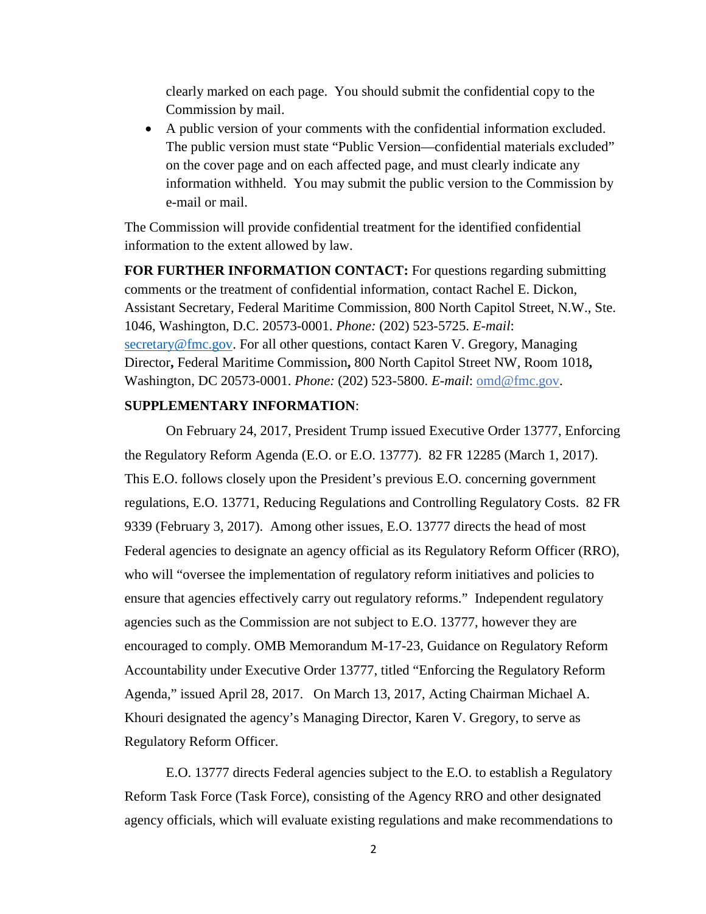clearly marked on each page. You should submit the confidential copy to the Commission by mail.

- A public version of your comments with the confidential information excluded. The public version must state "Public Version—confidential materials excluded" on the cover page and on each affected page, and must clearly indicate any information withheld. You may submit the public version to the Commission by e-mail or mail.

The Commission will provide confidential treatment for the identified confidential information to the extent allowed by law.

**FOR FURTHER INFORMATION CONTACT:** For questions regarding submitting comments or the treatment of confidential information, contact Rachel E. Dickon, Assistant Secretary, Federal Maritime Commission, 800 North Capitol Street, N.W., Ste. 1046, Washington, D.C. 20573-0001. *Phone:* (202) 523-5725. *E-mail*: secretary@fmc.gov. For all other questions, contact Karen V. Gregory, Managing Director**,** Federal Maritime Commission**,** 800 North Capitol Street NW, Room 1018**,** Washington, DC 20573-0001. *Phone:* (202) 523-5800. *E-mail*: omd@fmc.gov.

**SUPPLEMENTARY INFORMATION**:

On February 24, 2017, President Trump issued Executive Order 13777, Enforcing the Regulatory Reform Agenda (E.O. or E.O. 13777). 82 FR 12285 (March 1, 2017). This E.O. follows closely upon the President's previous E.O. concerning government regulations, E.O. 13771, Reducing Regulations and Controlling Regulatory Costs. 82 FR 9339 (February 3, 2017). Among other issues, E.O. 13777 directs the head of most Federal agencies to designate an agency official as its Regulatory Reform Officer (RRO), who will "oversee the implementation of regulatory reform initiatives and policies to ensure that agencies effectively carry out regulatory reforms." Independent regulatory agencies such as the Commission are not subject to E.O. 13777, however they are encouraged to comply. OMB Memorandum M-17-23, Guidance on Regulatory Reform Accountability under Executive Order 13777, titled "Enforcing the Regulatory Reform Agenda," issued April 28, 2017. On March 13, 2017, Acting Chairman Michael A. Khouri designated the agency's Managing Director, Karen V. Gregory, to serve as Regulatory Reform Officer.

E.O. 13777 directs Federal agencies subject to the E.O. to establish a Regulatory Reform Task Force (Task Force), consisting of the Agency RRO and other designated agency officials, which will evaluate existing regulations and make recommendations to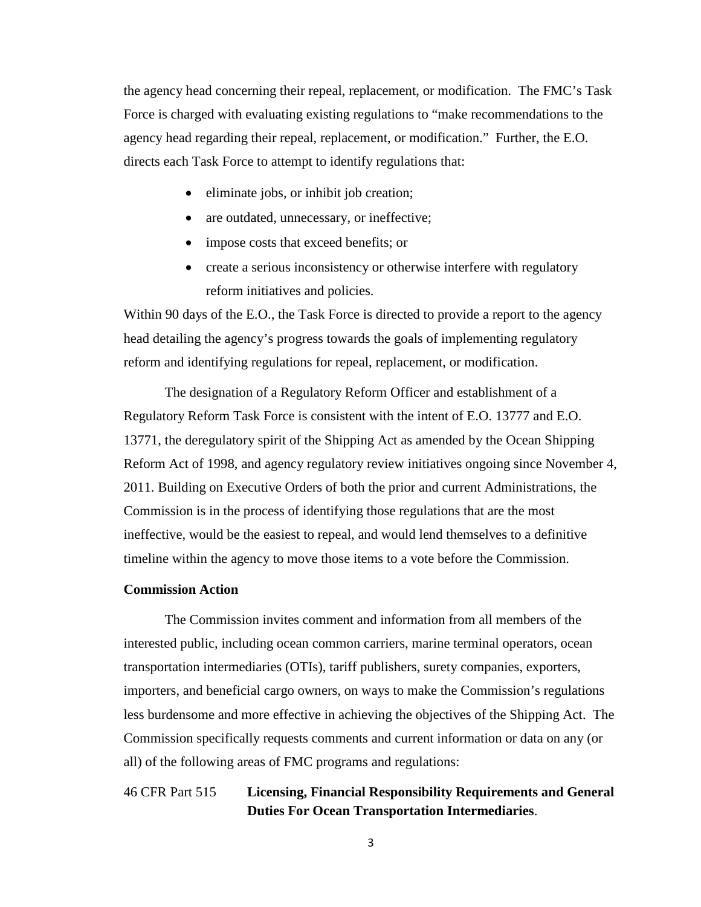the agency head concerning their repeal, replacement, or modification. The FMC's Task Force is charged with evaluating existing regulations to "make recommendations to the agency head regarding their repeal, replacement, or modification." Further, the E.O. directs each Task Force to attempt to identify regulations that:

- eliminate jobs, or inhibit job creation;
- are outdated, unnecessary, or ineffective;
- impose costs that exceed benefits; or
- create a serious inconsistency or otherwise interfere with regulatory reform initiatives and policies.

Within 90 days of the E.O., the Task Force is directed to provide a report to the agency head detailing the agency's progress towards the goals of implementing regulatory reform and identifying regulations for repeal, replacement, or modification.

The designation of a Regulatory Reform Officer and establishment of a Regulatory Reform Task Force is consistent with the intent of E.O. 13777 and E.O. 13771, the deregulatory spirit of the Shipping Act as amended by the Ocean Shipping Reform Act of 1998, and agency regulatory review initiatives ongoing since November 4, 2011. Building on Executive Orders of both the prior and current Administrations, the Commission is in the process of identifying those regulations that are the most ineffective, would be the easiest to repeal, and would lend themselves to a definitive timeline within the agency to move those items to a vote before the Commission.

**Commission Action**

The Commission invites comment and information from all members of the interested public, including ocean common carriers, marine terminal operators, ocean transportation intermediaries (OTIs), tariff publishers, surety companies, exporters, importers, and beneficial cargo owners, on ways to make the Commission's regulations less burdensome and more effective in achieving the objectives of the Shipping Act. The Commission specifically requests comments and current information or data on any (or all) of the following areas of FMC programs and regulations:

46 CFR Part 515 **Licensing, Financial Responsibility Requirements and General Duties For Ocean Transportation Intermediaries**.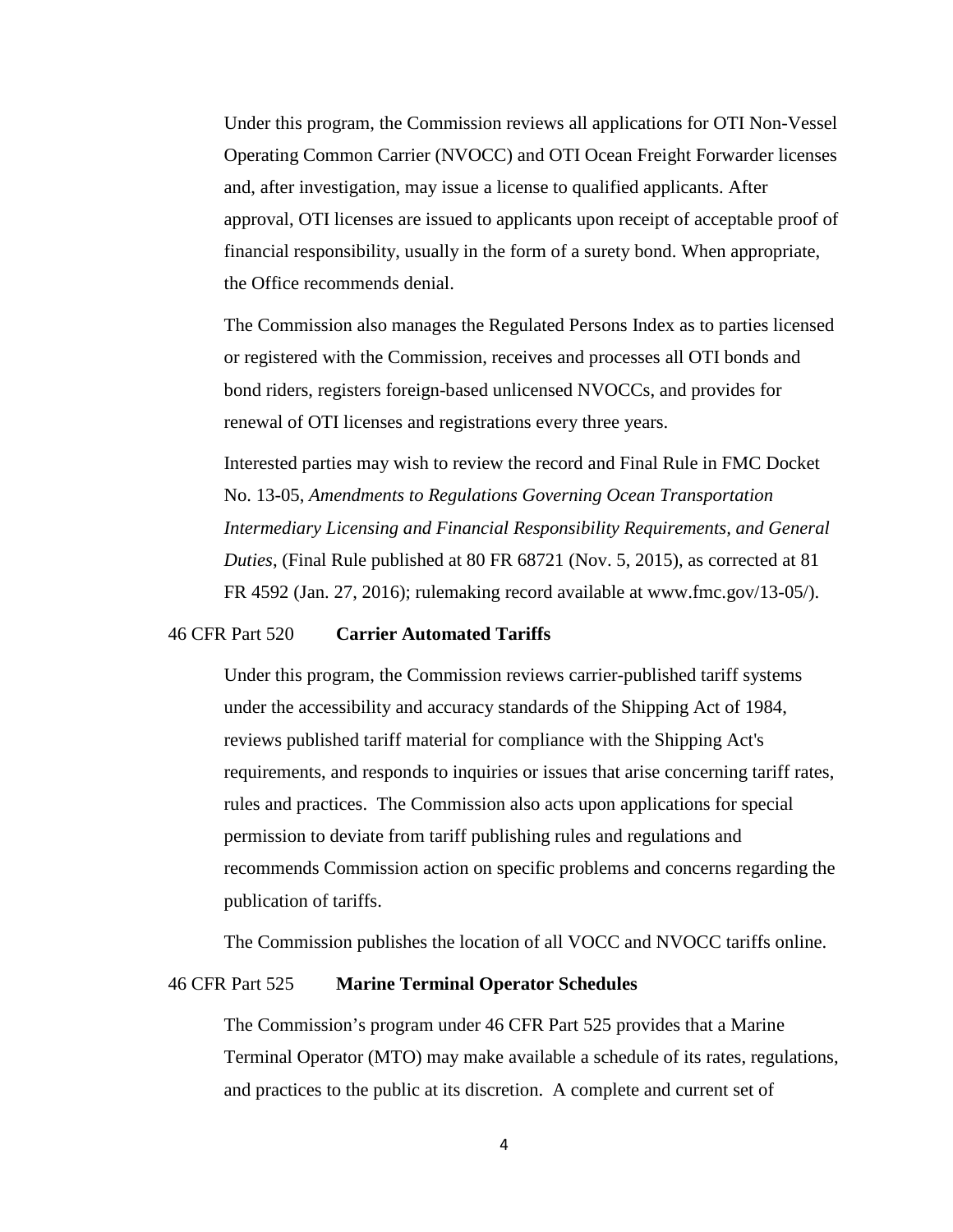Under this program, the Commission reviews all applications for OTI Non-Vessel Operating Common Carrier (NVOCC) and OTI Ocean Freight Forwarder licenses and, after investigation, may issue a license to qualified applicants. After approval, OTI licenses are issued to applicants upon receipt of acceptable proof of financial responsibility, usually in the form of a surety bond. When appropriate, the Office recommends denial.

The Commission also manages the Regulated Persons Index as to parties licensed or registered with the Commission, receives and processes all OTI bonds and bond riders, registers foreign-based unlicensed NVOCCs, and provides for renewal of OTI licenses and registrations every three years.

Interested parties may wish to review the record and Final Rule in FMC Docket No. 13-05, *Amendments to Regulations Governing Ocean Transportation Intermediary Licensing and Financial Responsibility Requirements, and General Duties*, (Final Rule published at 80 FR 68721 (Nov. 5, 2015), as corrected at 81 FR 4592 (Jan. 27, 2016); rulemaking record available at www.fmc.gov/13-05/).

46 CFR Part 520 **Carrier Automated Tariffs**

Under this program, the Commission reviews carrier-published tariff systems under the accessibility and accuracy standards of the Shipping Act of 1984, reviews published tariff material for compliance with the Shipping Act's requirements, and responds to inquiries or issues that arise concerning tariff rates, rules and practices. The Commission also acts upon applications for special permission to deviate from tariff publishing rules and regulations and recommends Commission action on specific problems and concerns regarding the publication of tariffs.

The Commission publishes the location of all VOCC and NVOCC tariffs online.

46 CFR Part 525 **Marine Terminal Operator Schedules**

The Commission's program under 46 CFR Part 525 provides that a Marine Terminal Operator (MTO) may make available a schedule of its rates, regulations, and practices to the public at its discretion. A complete and current set of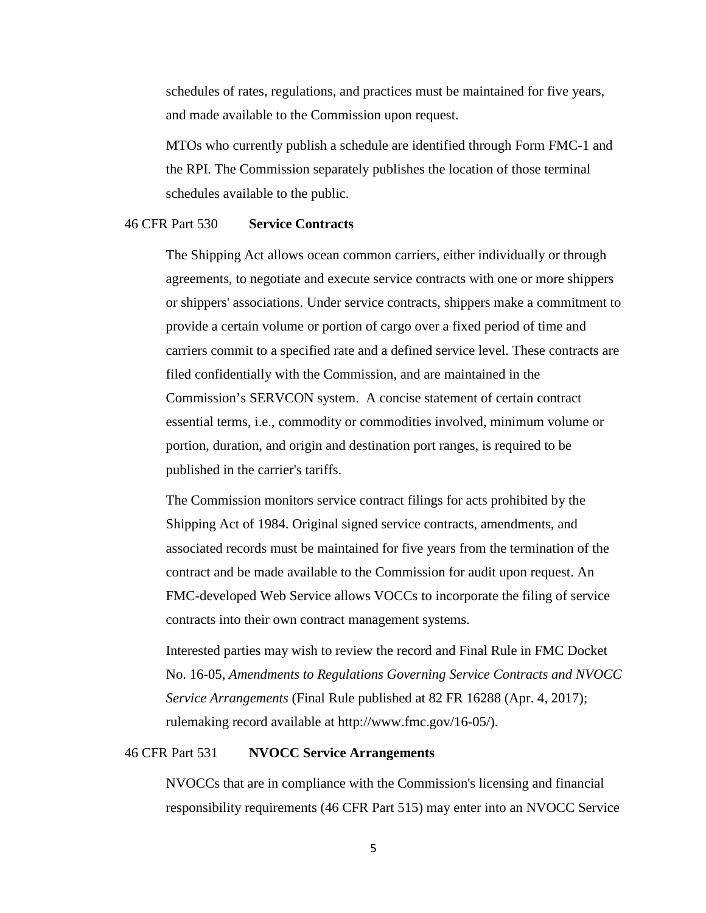schedules of rates, regulations, and practices must be maintained for five years, and made available to the Commission upon request.

MTOs who currently publish a schedule are identified through Form FMC-1 and the RPI. The Commission separately publishes the location of those terminal schedules available to the public.

46 CFR Part 530 **Service Contracts**

The Shipping Act allows ocean common carriers, either individually or through agreements, to negotiate and execute service contracts with one or more shippers or shippers' associations. Under service contracts, shippers make a commitment to provide a certain volume or portion of cargo over a fixed period of time and carriers commit to a specified rate and a defined service level. These contracts are filed confidentially with the Commission, and are maintained in the Commission's SERVCON system. A concise statement of certain contract essential terms, i.e., commodity or commodities involved, minimum volume or portion, duration, and origin and destination port ranges, is required to be published in the carrier's tariffs.

The Commission monitors service contract filings for acts prohibited by the Shipping Act of 1984. Original signed service contracts, amendments, and associated records must be maintained for five years from the termination of the contract and be made available to the Commission for audit upon request. An FMC-developed Web Service allows VOCCs to incorporate the filing of service contracts into their own contract management systems.

Interested parties may wish to review the record and Final Rule in FMC Docket No. 16-05, *Amendments to Regulations Governing Service Contracts and NVOCC Service Arrangements* (Final Rule published at 82 FR 16288 (Apr. 4, 2017); rulemaking record available at http://www.fmc.gov/16-05/).

46 CFR Part 531 **NVOCC Service Arrangements**

NVOCCs that are in compliance with the Commission's licensing and financial responsibility requirements (46 CFR Part 515) may enter into an NVOCC Service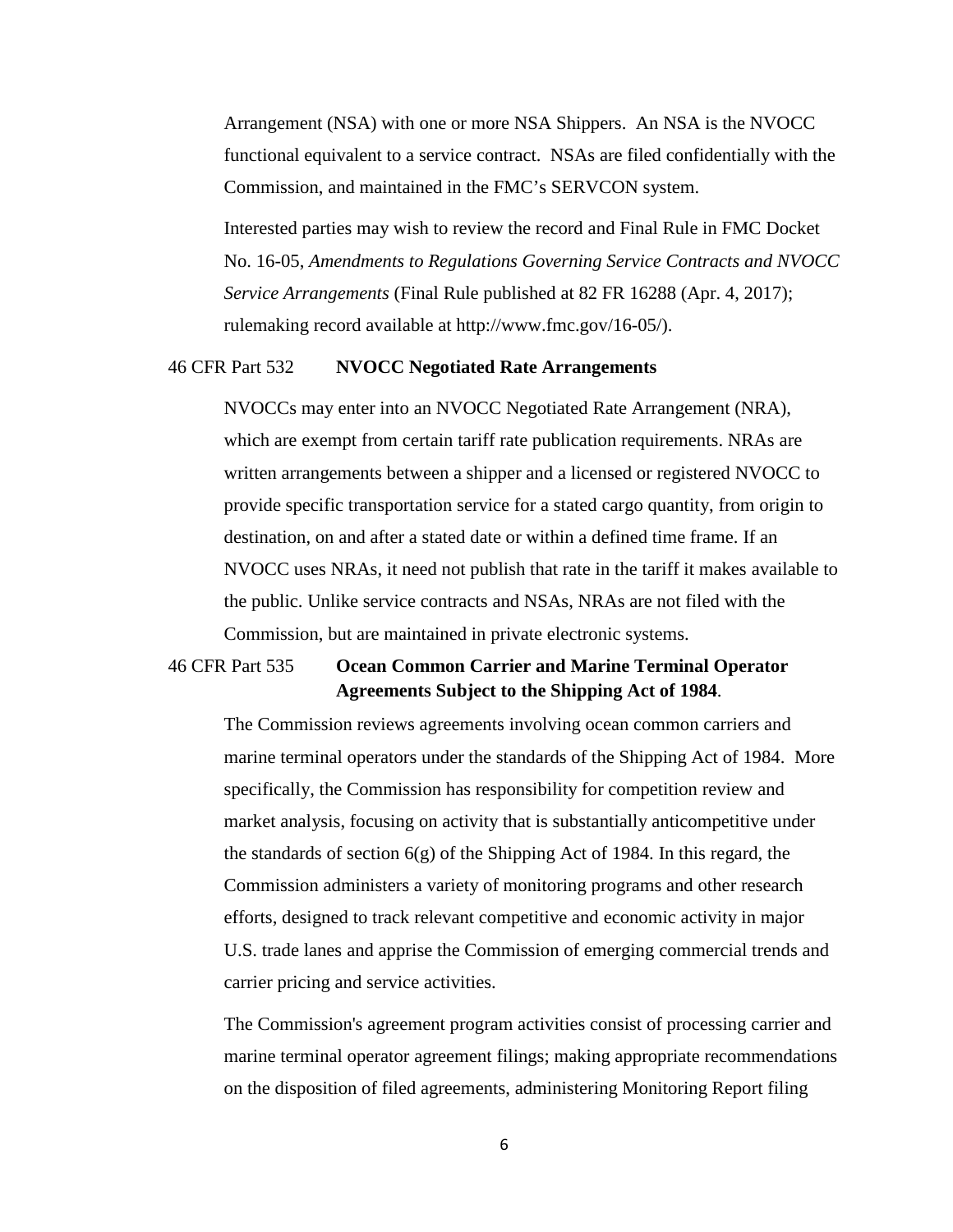Arrangement (NSA) with one or more NSA Shippers. An NSA is the NVOCC functional equivalent to a service contract. NSAs are filed confidentially with the Commission, and maintained in the FMC's SERVCON system.

Interested parties may wish to review the record and Final Rule in FMC Docket No. 16-05, *Amendments to Regulations Governing Service Contracts and NVOCC Service Arrangements* (Final Rule published at 82 FR 16288 (Apr. 4, 2017); rulemaking record available at http://www.fmc.gov/16-05/).

46 CFR Part 532 **NVOCC Negotiated Rate Arrangements**

NVOCCs may enter into an NVOCC Negotiated Rate Arrangement (NRA), which are exempt from certain tariff rate publication requirements. NRAs are written arrangements between a shipper and a licensed or registered NVOCC to provide specific transportation service for a stated cargo quantity, from origin to destination, on and after a stated date or within a defined time frame. If an NVOCC uses NRAs, it need not publish that rate in the tariff it makes available to the public. Unlike service contracts and NSAs, NRAs are not filed with the Commission, but are maintained in private electronic systems.

46 CFR Part 535 **Ocean Common Carrier and Marine Terminal Operator Agreements Subject to the Shipping Act of 1984**.

The Commission reviews agreements involving ocean common carriers and marine terminal operators under the standards of the Shipping Act of 1984. More specifically, the Commission has responsibility for competition review and market analysis, focusing on activity that is substantially anticompetitive under the standards of section 6(g) of the Shipping Act of 1984. In this regard, the Commission administers a variety of monitoring programs and other research efforts, designed to track relevant competitive and economic activity in major U.S. trade lanes and apprise the Commission of emerging commercial trends and carrier pricing and service activities.

The Commission's agreement program activities consist of processing carrier and marine terminal operator agreement filings; making appropriate recommendations on the disposition of filed agreements, administering Monitoring Report filing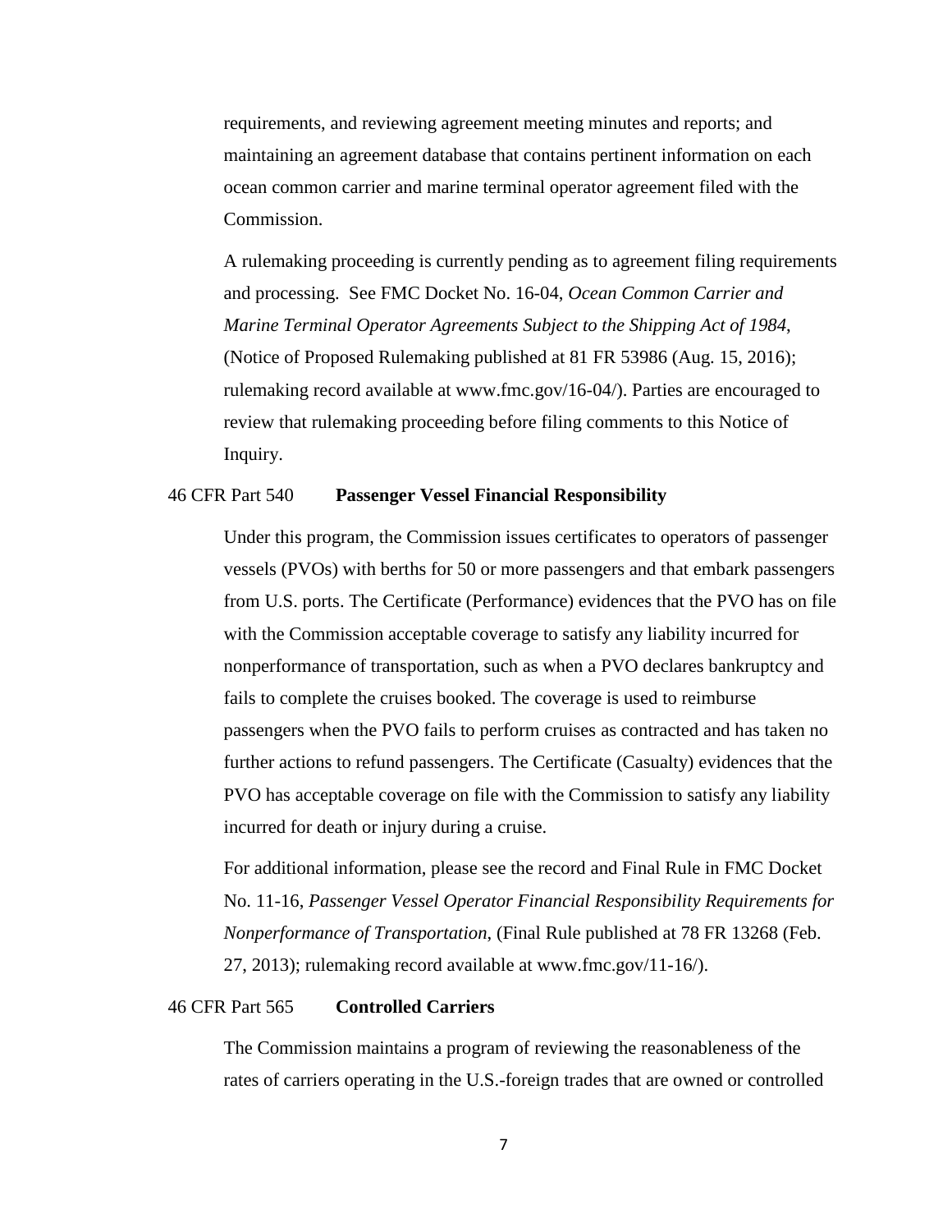requirements, and reviewing agreement meeting minutes and reports; and maintaining an agreement database that contains pertinent information on each ocean common carrier and marine terminal operator agreement filed with the Commission.

A rulemaking proceeding is currently pending as to agreement filing requirements and processing. See FMC Docket No. 16-04, *Ocean Common Carrier and Marine Terminal Operator Agreements Subject to the Shipping Act of 1984*, (Notice of Proposed Rulemaking published at 81 FR 53986 (Aug. 15, 2016); rulemaking record available at www.fmc.gov/16-04/). Parties are encouraged to review that rulemaking proceeding before filing comments to this Notice of Inquiry.

46 CFR Part 540 **Passenger Vessel Financial Responsibility**

Under this program, the Commission issues certificates to operators of passenger vessels (PVOs) with berths for 50 or more passengers and that embark passengers from U.S. ports. The Certificate (Performance) evidences that the PVO has on file with the Commission acceptable coverage to satisfy any liability incurred for nonperformance of transportation, such as when a PVO declares bankruptcy and fails to complete the cruises booked. The coverage is used to reimburse passengers when the PVO fails to perform cruises as contracted and has taken no further actions to refund passengers. The Certificate (Casualty) evidences that the PVO has acceptable coverage on file with the Commission to satisfy any liability incurred for death or injury during a cruise.

For additional information, please see the record and Final Rule in FMC Docket No. 11-16, *Passenger Vessel Operator Financial Responsibility Requirements for Nonperformance of Transportation*, (Final Rule published at 78 FR 13268 (Feb. 27, 2013); rulemaking record available at www.fmc.gov/11-16/).

46 CFR Part 565 **Controlled Carriers**

The Commission maintains a program of reviewing the reasonableness of the rates of carriers operating in the U.S.-foreign trades that are owned or controlled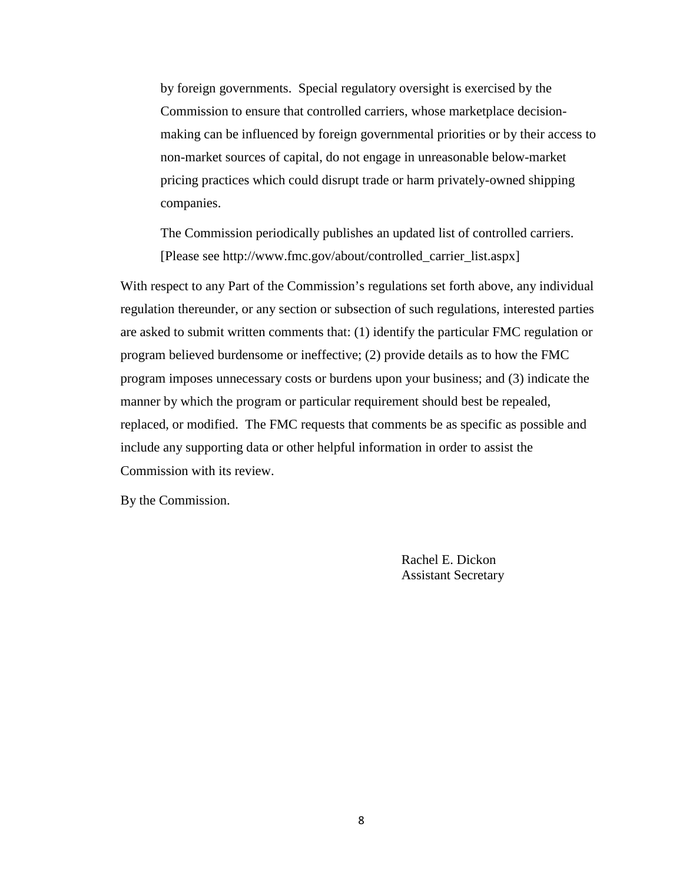by foreign governments. Special regulatory oversight is exercised by the Commission to ensure that controlled carriers, whose marketplace decision-making can be influenced by foreign governmental priorities or by their access to non-market sources of capital, do not engage in unreasonable below-market pricing practices which could disrupt trade or harm privately-owned shipping companies.

The Commission periodically publishes an updated list of controlled carriers. [Please see http://www.fmc.gov/about/controlled_carrier_list.aspx]

With respect to any Part of the Commission's regulations set forth above, any individual regulation thereunder, or any section or subsection of such regulations, interested parties are asked to submit written comments that: (1) identify the particular FMC regulation or program believed burdensome or ineffective; (2) provide details as to how the FMC program imposes unnecessary costs or burdens upon your business; and (3) indicate the manner by which the program or particular requirement should best be repealed, replaced, or modified. The FMC requests that comments be as specific as possible and include any supporting data or other helpful information in order to assist the Commission with its review.

By the Commission.

Rachel E. Dickon
Assistant Secretary